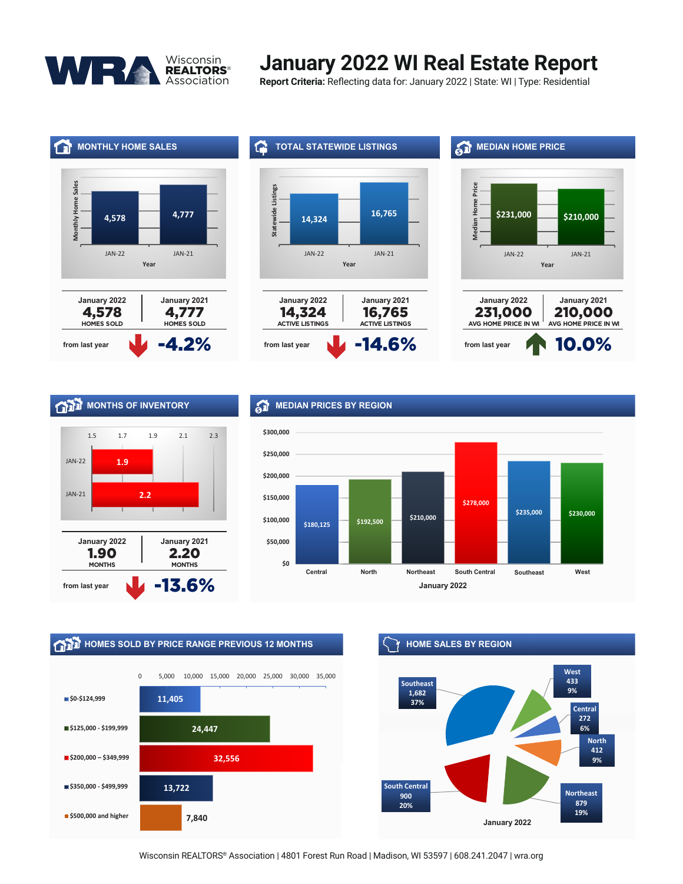# January 2022 WI Real Estate Report

**Report Criteria:** Reflecting data for: January 2022 | State: WI | Type: Residential

## MONTHLY HOME SALES

| Year | Monthly Home Sales |
|---|---|
| JAN-22 | 4,578 |
| JAN-21 | 4,777 |

| January 2022 | January 2021 |
|---|---|
| 4,578 HOMES SOLD | 4,777 HOMES SOLD |

from last year **-4.2%**

## TOTAL STATEWIDE LISTINGS

| Year | Statewide Listings |
|---|---|
| JAN-22 | 14,324 |
| JAN-21 | 16,765 |

| January 2022 | January 2021 |
|---|---|
| 14,324 ACTIVE LISTINGS | 16,765 ACTIVE LISTINGS |

from last year **-14.6%**

## MEDIAN HOME PRICE

| Year | Median Home Price |
|---|---|
| JAN-22 | $231,000 |
| JAN-21 | $210,000 |

| January 2022 | January 2021 |
|---|---|
| 231,000 AVG HOME PRICE IN WI | 210,000 AVG HOME PRICE IN WI |

from last year **10.0%**

## MONTHS OF INVENTORY

| Year | Months |
|---|---|
| JAN-22 | 1.9 |
| JAN-21 | 2.2 |

| January 2022 | January 2021 |
|---|---|
| 1.90 MONTHS | 2.20 MONTHS |

from last year **-13.6%**

## MEDIAN PRICES BY REGION

January 2022

| Region | Median Price |
|---|---|
| Central | $180,125 |
| North | $192,500 |
| Northeast | $210,000 |
| South Central | $278,000 |
| Southeast | $235,000 |
| West | $230,000 |

## HOMES SOLD BY PRICE RANGE PREVIOUS 12 MONTHS

| Price Range | Homes Sold |
|---|---|
| $0-$124,999 | 11,405 |
| $125,000 - $199,999 | 24,447 |
| $200,000 – $349,999 | 32,556 |
| $350,000 - $499,999 | 13,722 |
| $500,000 and higher | 7,840 |

## HOME SALES BY REGION

January 2022

| Region | Sales | Share |
|---|---|---|
| Southeast | 1,682 | 37% |
| West | 433 | 9% |
| Central | 272 | 6% |
| North | 412 | 9% |
| Northeast | 879 | 19% |
| South Central | 900 | 20% |

Wisconsin REALTORS® Association | 4801 Forest Run Road | Madison, WI 53597 | 608.241.2047 | wra.org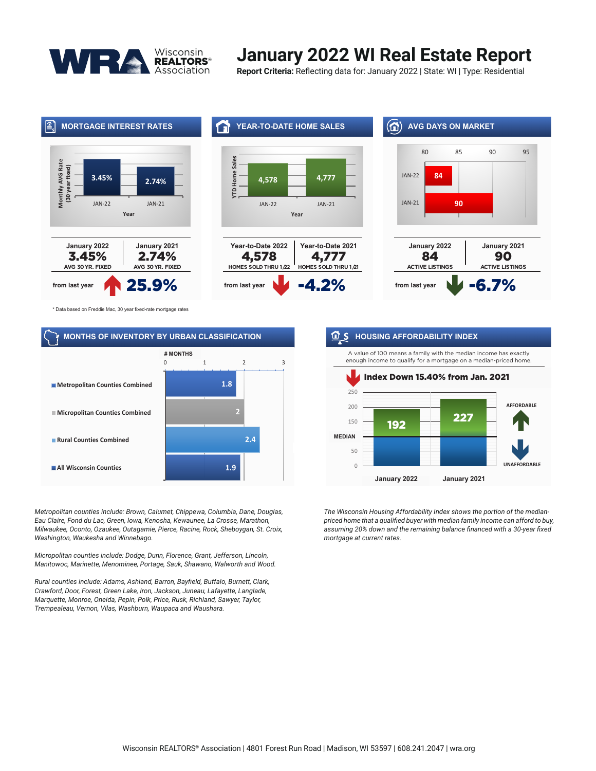# January 2022 WI Real Estate Report

**Report Criteria:** Reflecting data for: January 2022 | State: WI | Type: Residential

## MORTGAGE INTEREST RATES

| Year | Monthly AVG Rate (30 year fixed) |
|---|---|
| JAN-22 | 3.45% |
| JAN-21 | 2.74% |

| January 2022 | January 2021 |
|---|---|
| **3.45%** | **2.74%** |
| AVG 30 YR. FIXED | AVG 30 YR. FIXED |

from last year **25.9%**

* Data based on Freddie Mac, 30 year fixed-rate mortgage rates

## YEAR-TO-DATE HOME SALES

| Year | YTD Home Sales |
|---|---|
| JAN-22 | 4,578 |
| JAN-21 | 4,777 |

| Year-to-Date 2022 | Year-to-Date 2021 |
|---|---|
| **4,578** | **4,777** |
| HOMES SOLD THRU 1/22 | HOMES SOLD THRU 1/21 |

from last year **-4.2%**

## AVG DAYS ON MARKET

| Year | Avg Days on Market |
|---|---|
| JAN-22 | 84 |
| JAN-21 | 90 |

| January 2022 | January 2021 |
|---|---|
| **84** | **90** |
| ACTIVE LISTINGS | ACTIVE LISTINGS |

from last year **-6.7%**

## MONTHS OF INVENTORY BY URBAN CLASSIFICATION

| Classification | # MONTHS |
|---|---|
| Metropolitan Counties Combined | 1.8 |
| Micropolitan Counties Combined | 2 |
| Rural Counties Combined | 2.4 |
| All Wisconsin Counties | 1.9 |

## HOUSING AFFORDABILITY INDEX

A value of 100 means a family with the median income has exactly enough income to qualify for a mortgage on a median-priced home.

**Index Down 15.40% from Jan. 2021**

| Period | Index |
|---|---|
| January 2022 | 192 |
| January 2021 | 227 |

AFFORDABLE / MEDIAN / UNAFFORDABLE

*Metropolitan counties include: Brown, Calumet, Chippewa, Columbia, Dane, Douglas, Eau Claire, Fond du Lac, Green, Iowa, Kenosha, Kewaunee, La Crosse, Marathon, Milwaukee, Oconto, Ozaukee, Outagamie, Pierce, Racine, Rock, Sheboygan, St. Croix, Washington, Waukesha and Winnebago.*

*Micropolitan counties include: Dodge, Dunn, Florence, Grant, Jefferson, Lincoln, Manitowoc, Marinette, Menominee, Portage, Sauk, Shawano, Walworth and Wood.*

*Rural counties include: Adams, Ashland, Barron, Bayfield, Buffalo, Burnett, Clark, Crawford, Door, Forest, Green Lake, Iron, Jackson, Juneau, Lafayette, Langlade, Marquette, Monroe, Oneida, Pepin, Polk, Price, Rusk, Richland, Sawyer, Taylor, Trempealeau, Vernon, Vilas, Washburn, Waupaca and Waushara.*

*The Wisconsin Housing Affordability Index shows the portion of the median-priced home that a qualified buyer with median family income can afford to buy, assuming 20% down and the remaining balance financed with a 30-year fixed mortgage at current rates.*

Wisconsin REALTORS® Association | 4801 Forest Run Road | Madison, WI 53597 | 608.241.2047 | wra.org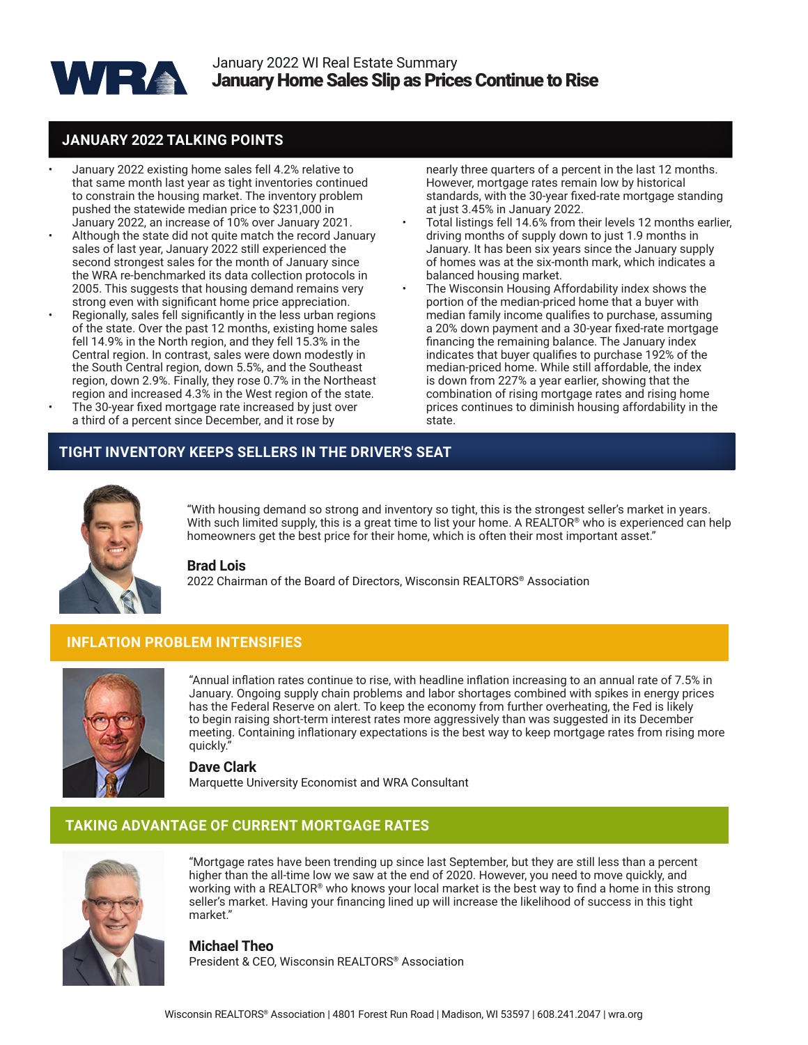January 2022 WI Real Estate Summary

# January Home Sales Slip as Prices Continue to Rise

## JANUARY 2022 TALKING POINTS

- January 2022 existing home sales fell 4.2% relative to that same month last year as tight inventories continued to constrain the housing market. The inventory problem pushed the statewide median price to $231,000 in January 2022, an increase of 10% over January 2021.
- Although the state did not quite match the record January sales of last year, January 2022 still experienced the second strongest sales for the month of January since the WRA re-benchmarked its data collection protocols in 2005. This suggests that housing demand remains very strong even with significant home price appreciation.
- Regionally, sales fell significantly in the less urban regions of the state. Over the past 12 months, existing home sales fell 14.9% in the North region, and they fell 15.3% in the Central region. In contrast, sales were down modestly in the South Central region, down 5.5%, and the Southeast region, down 2.9%. Finally, they rose 0.7% in the Northeast region and increased 4.3% in the West region of the state.
- The 30-year fixed mortgage rate increased by just over a third of a percent since December, and it rose by nearly three quarters of a percent in the last 12 months. However, mortgage rates remain low by historical standards, with the 30-year fixed-rate mortgage standing at just 3.45% in January 2022.
- Total listings fell 14.6% from their levels 12 months earlier, driving months of supply down to just 1.9 months in January. It has been six years since the January supply of homes was at the six-month mark, which indicates a balanced housing market.
- The Wisconsin Housing Affordability index shows the portion of the median-priced home that a buyer with median family income qualifies to purchase, assuming a 20% down payment and a 30-year fixed-rate mortgage financing the remaining balance. The January index indicates that buyer qualifies to purchase 192% of the median-priced home. While still affordable, the index is down from 227% a year earlier, showing that the combination of rising mortgage rates and rising home prices continues to diminish housing affordability in the state.

## TIGHT INVENTORY KEEPS SELLERS IN THE DRIVER'S SEAT

"With housing demand so strong and inventory so tight, this is the strongest seller's market in years. With such limited supply, this is a great time to list your home. A REALTOR® who is experienced can help homeowners get the best price for their home, which is often their most important asset."

**Brad Lois**
2022 Chairman of the Board of Directors, Wisconsin REALTORS® Association

## INFLATION PROBLEM INTENSIFIES

"Annual inflation rates continue to rise, with headline inflation increasing to an annual rate of 7.5% in January. Ongoing supply chain problems and labor shortages combined with spikes in energy prices has the Federal Reserve on alert. To keep the economy from further overheating, the Fed is likely to begin raising short-term interest rates more aggressively than was suggested in its December meeting. Containing inflationary expectations is the best way to keep mortgage rates from rising more quickly."

**Dave Clark**
Marquette University Economist and WRA Consultant

## TAKING ADVANTAGE OF CURRENT MORTGAGE RATES

"Mortgage rates have been trending up since last September, but they are still less than a percent higher than the all-time low we saw at the end of 2020. However, you need to move quickly, and working with a REALTOR® who knows your local market is the best way to find a home in this strong seller's market. Having your financing lined up will increase the likelihood of success in this tight market."

**Michael Theo**
President & CEO, Wisconsin REALTORS® Association

Wisconsin REALTORS® Association | 4801 Forest Run Road | Madison, WI 53597 | 608.241.2047 | wra.org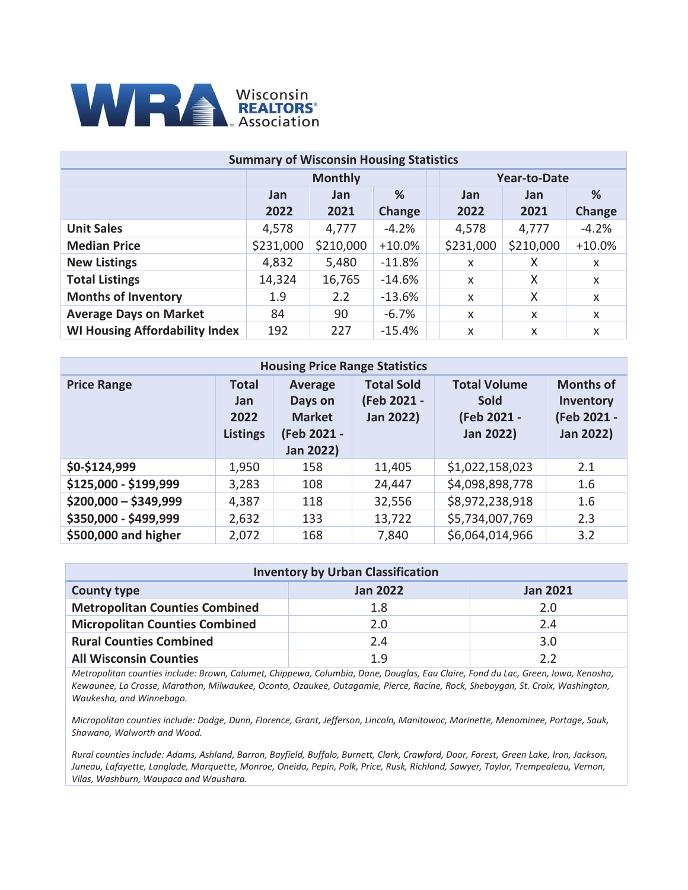Wisconsin REALTORS® Association

| Summary of Wisconsin Housing Statistics | | | | | | |
|---|---|---|---|---|---|---|
| | Monthly | | | Year-to-Date | | |
| | Jan 2022 | Jan 2021 | % Change | Jan 2022 | Jan 2021 | % Change |
| **Unit Sales** | 4,578 | 4,777 | -4.2% | 4,578 | 4,777 | -4.2% |
| **Median Price** | $231,000 | $210,000 | +10.0% | $231,000 | $210,000 | +10.0% |
| **New Listings** | 4,832 | 5,480 | -11.8% | x | X | x |
| **Total Listings** | 14,324 | 16,765 | -14.6% | x | X | x |
| **Months of Inventory** | 1.9 | 2.2 | -13.6% | x | X | x |
| **Average Days on Market** | 84 | 90 | -6.7% | x | x | x |
| **WI Housing Affordability Index** | 192 | 227 | -15.4% | x | x | x |

| Housing Price Range Statistics | | | | | |
|---|---|---|---|---|---|
| Price Range | Total Jan 2022 Listings | Average Days on Market (Feb 2021 - Jan 2022) | Total Sold (Feb 2021 - Jan 2022) | Total Volume Sold (Feb 2021 - Jan 2022) | Months of Inventory (Feb 2021 - Jan 2022) |
| **$0-$124,999** | 1,950 | 158 | 11,405 | $1,022,158,023 | 2.1 |
| **$125,000 - $199,999** | 3,283 | 108 | 24,447 | $4,098,898,778 | 1.6 |
| **$200,000 – $349,999** | 4,387 | 118 | 32,556 | $8,972,238,918 | 1.6 |
| **$350,000 - $499,999** | 2,632 | 133 | 13,722 | $5,734,007,769 | 2.3 |
| **$500,000 and higher** | 2,072 | 168 | 7,840 | $6,064,014,966 | 3.2 |

| Inventory by Urban Classification | | |
|---|---|---|
| County type | Jan 2022 | Jan 2021 |
| **Metropolitan Counties Combined** | 1.8 | 2.0 |
| **Micropolitan Counties Combined** | 2.0 | 2.4 |
| **Rural Counties Combined** | 2.4 | 3.0 |
| **All Wisconsin Counties** | 1.9 | 2.2 |

*Metropolitan counties include: Brown, Calumet, Chippewa, Columbia, Dane, Douglas, Eau Claire, Fond du Lac, Green, Iowa, Kenosha, Kewaunee, La Crosse, Marathon, Milwaukee, Oconto, Ozaukee, Outagamie, Pierce, Racine, Rock, Sheboygan, St. Croix, Washington, Waukesha, and Winnebago.*

*Micropolitan counties include: Dodge, Dunn, Florence, Grant, Jefferson, Lincoln, Manitowoc, Marinette, Menominee, Portage, Sauk, Shawano, Walworth and Wood.*

*Rural counties include: Adams, Ashland, Barron, Bayfield, Buffalo, Burnett, Clark, Crawford, Door, Forest, Green Lake, Iron, Jackson, Juneau, Lafayette, Langlade, Marquette, Monroe, Oneida, Pepin, Polk, Price, Rusk, Richland, Sawyer, Taylor, Trempealeau, Vernon, Vilas, Washburn, Waupaca and Waushara.*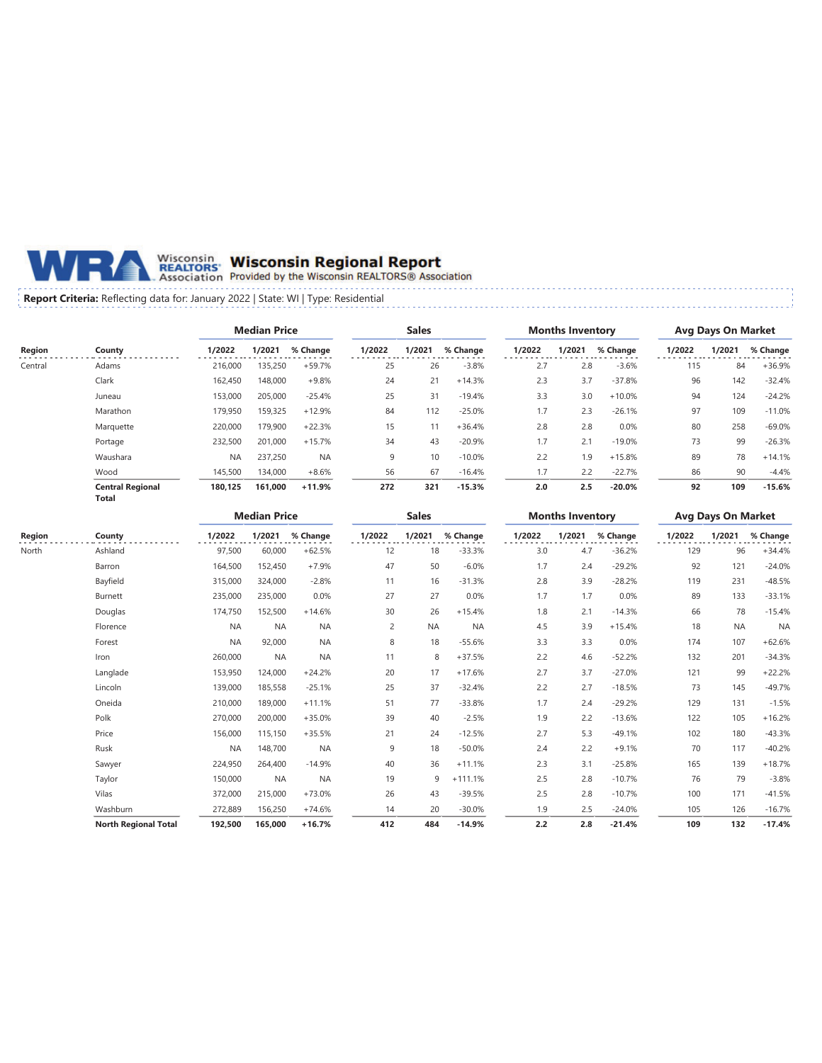# Wisconsin Regional Report

Provided by the Wisconsin REALTORS® Association

**Report Criteria:** Reflecting data for: January 2022 | State: WI | Type: Residential

| Region | County | Median Price | | | Sales | | | Months Inventory | | | Avg Days On Market | | |
|---|---|---|---|---|---|---|---|---|---|---|---|---|---|
| | | 1/2022 | 1/2021 | % Change | 1/2022 | 1/2021 | % Change | 1/2022 | 1/2021 | % Change | 1/2022 | 1/2021 | % Change |
| Central | Adams | 216,000 | 135,250 | +59.7% | 25 | 26 | -3.8% | 2.7 | 2.8 | -3.6% | 115 | 84 | +36.9% |
| | Clark | 162,450 | 148,000 | +9.8% | 24 | 21 | +14.3% | 2.3 | 3.7 | -37.8% | 96 | 142 | -32.4% |
| | Juneau | 153,000 | 205,000 | -25.4% | 25 | 31 | -19.4% | 3.3 | 3.0 | +10.0% | 94 | 124 | -24.2% |
| | Marathon | 179,950 | 159,325 | +12.9% | 84 | 112 | -25.0% | 1.7 | 2.3 | -26.1% | 97 | 109 | -11.0% |
| | Marquette | 220,000 | 179,900 | +22.3% | 15 | 11 | +36.4% | 2.8 | 2.8 | 0.0% | 80 | 258 | -69.0% |
| | Portage | 232,500 | 201,000 | +15.7% | 34 | 43 | -20.9% | 1.7 | 2.1 | -19.0% | 73 | 99 | -26.3% |
| | Waushara | NA | 237,250 | NA | 9 | 10 | -10.0% | 2.2 | 1.9 | +15.8% | 89 | 78 | +14.1% |
| | Wood | 145,500 | 134,000 | +8.6% | 56 | 67 | -16.4% | 1.7 | 2.2 | -22.7% | 86 | 90 | -4.4% |
| | **Central Regional Total** | **180,125** | **161,000** | **+11.9%** | **272** | **321** | **-15.3%** | **2.0** | **2.5** | **-20.0%** | **92** | **109** | **-15.6%** |

| Region | County | Median Price | | | Sales | | | Months Inventory | | | Avg Days On Market | | |
|---|---|---|---|---|---|---|---|---|---|---|---|---|---|
| | | 1/2022 | 1/2021 | % Change | 1/2022 | 1/2021 | % Change | 1/2022 | 1/2021 | % Change | 1/2022 | 1/2021 | % Change |
| North | Ashland | 97,500 | 60,000 | +62.5% | 12 | 18 | -33.3% | 3.0 | 4.7 | -36.2% | 129 | 96 | +34.4% |
| | Barron | 164,500 | 152,450 | +7.9% | 47 | 50 | -6.0% | 1.7 | 2.4 | -29.2% | 92 | 121 | -24.0% |
| | Bayfield | 315,000 | 324,000 | -2.8% | 11 | 16 | -31.3% | 2.8 | 3.9 | -28.2% | 119 | 231 | -48.5% |
| | Burnett | 235,000 | 235,000 | 0.0% | 27 | 27 | 0.0% | 1.7 | 1.7 | 0.0% | 89 | 133 | -33.1% |
| | Douglas | 174,750 | 152,500 | +14.6% | 30 | 26 | +15.4% | 1.8 | 2.1 | -14.3% | 66 | 78 | -15.4% |
| | Florence | NA | NA | NA | 2 | NA | NA | 4.5 | 3.9 | +15.4% | 18 | NA | NA |
| | Forest | NA | 92,000 | NA | 8 | 18 | -55.6% | 3.3 | 3.3 | 0.0% | 174 | 107 | +62.6% |
| | Iron | 260,000 | NA | NA | 11 | 8 | +37.5% | 2.2 | 4.6 | -52.2% | 132 | 201 | -34.3% |
| | Langlade | 153,950 | 124,000 | +24.2% | 20 | 17 | +17.6% | 2.7 | 3.7 | -27.0% | 121 | 99 | +22.2% |
| | Lincoln | 139,000 | 185,558 | -25.1% | 25 | 37 | -32.4% | 2.2 | 2.7 | -18.5% | 73 | 145 | -49.7% |
| | Oneida | 210,000 | 189,000 | +11.1% | 51 | 77 | -33.8% | 1.7 | 2.4 | -29.2% | 129 | 131 | -1.5% |
| | Polk | 270,000 | 200,000 | +35.0% | 39 | 40 | -2.5% | 1.9 | 2.2 | -13.6% | 122 | 105 | +16.2% |
| | Price | 156,000 | 115,150 | +35.5% | 21 | 24 | -12.5% | 2.7 | 5.3 | -49.1% | 102 | 180 | -43.3% |
| | Rusk | NA | 148,700 | NA | 9 | 18 | -50.0% | 2.4 | 2.2 | +9.1% | 70 | 117 | -40.2% |
| | Sawyer | 224,950 | 264,400 | -14.9% | 40 | 36 | +11.1% | 2.3 | 3.1 | -25.8% | 165 | 139 | +18.7% |
| | Taylor | 150,000 | NA | NA | 19 | 9 | +111.1% | 2.5 | 2.8 | -10.7% | 76 | 79 | -3.8% |
| | Vilas | 372,000 | 215,000 | +73.0% | 26 | 43 | -39.5% | 2.5 | 2.8 | -10.7% | 100 | 171 | -41.5% |
| | Washburn | 272,889 | 156,250 | +74.6% | 14 | 20 | -30.0% | 1.9 | 2.5 | -24.0% | 105 | 126 | -16.7% |
| | **North Regional Total** | **192,500** | **165,000** | **+16.7%** | **412** | **484** | **-14.9%** | **2.2** | **2.8** | **-21.4%** | **109** | **132** | **-17.4%** |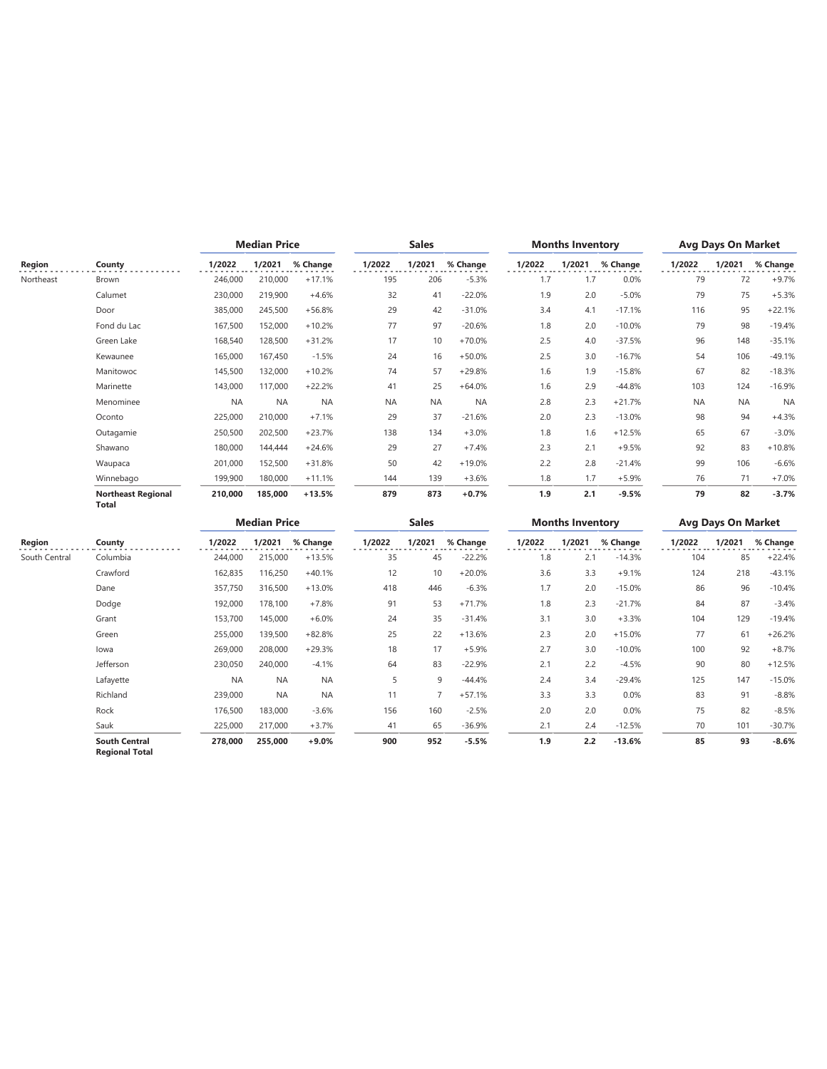| | | Median Price | | | Sales | | | Months Inventory | | | Avg Days On Market | | |
|---|---|---|---|---|---|---|---|---|---|---|---|---|---|
| Region | County | 1/2022 | 1/2021 | % Change | 1/2022 | 1/2021 | % Change | 1/2022 | 1/2021 | % Change | 1/2022 | 1/2021 | % Change |
| Northeast | Brown | 246,000 | 210,000 | +17.1% | 195 | 206 | -5.3% | 1.7 | 1.7 | 0.0% | 79 | 72 | +9.7% |
| | Calumet | 230,000 | 219,900 | +4.6% | 32 | 41 | -22.0% | 1.9 | 2.0 | -5.0% | 79 | 75 | +5.3% |
| | Door | 385,000 | 245,500 | +56.8% | 29 | 42 | -31.0% | 3.4 | 4.1 | -17.1% | 116 | 95 | +22.1% |
| | Fond du Lac | 167,500 | 152,000 | +10.2% | 77 | 97 | -20.6% | 1.8 | 2.0 | -10.0% | 79 | 98 | -19.4% |
| | Green Lake | 168,540 | 128,500 | +31.2% | 17 | 10 | +70.0% | 2.5 | 4.0 | -37.5% | 96 | 148 | -35.1% |
| | Kewaunee | 165,000 | 167,450 | -1.5% | 24 | 16 | +50.0% | 2.5 | 3.0 | -16.7% | 54 | 106 | -49.1% |
| | Manitowoc | 145,500 | 132,000 | +10.2% | 74 | 57 | +29.8% | 1.6 | 1.9 | -15.8% | 67 | 82 | -18.3% |
| | Marinette | 143,000 | 117,000 | +22.2% | 41 | 25 | +64.0% | 1.6 | 2.9 | -44.8% | 103 | 124 | -16.9% |
| | Menominee | NA | NA | NA | NA | NA | NA | 2.8 | 2.3 | +21.7% | NA | NA | NA |
| | Oconto | 225,000 | 210,000 | +7.1% | 29 | 37 | -21.6% | 2.0 | 2.3 | -13.0% | 98 | 94 | +4.3% |
| | Outagamie | 250,500 | 202,500 | +23.7% | 138 | 134 | +3.0% | 1.8 | 1.6 | +12.5% | 65 | 67 | -3.0% |
| | Shawano | 180,000 | 144,444 | +24.6% | 29 | 27 | +7.4% | 2.3 | 2.1 | +9.5% | 92 | 83 | +10.8% |
| | Waupaca | 201,000 | 152,500 | +31.8% | 50 | 42 | +19.0% | 2.2 | 2.8 | -21.4% | 99 | 106 | -6.6% |
| | Winnebago | 199,900 | 180,000 | +11.1% | 144 | 139 | +3.6% | 1.8 | 1.7 | +5.9% | 76 | 71 | +7.0% |
| | **Northeast Regional Total** | **210,000** | **185,000** | **+13.5%** | **879** | **873** | **+0.7%** | **1.9** | **2.1** | **-9.5%** | **79** | **82** | **-3.7%** |

| | | Median Price | | | Sales | | | Months Inventory | | | Avg Days On Market | | |
|---|---|---|---|---|---|---|---|---|---|---|---|---|---|
| Region | County | 1/2022 | 1/2021 | % Change | 1/2022 | 1/2021 | % Change | 1/2022 | 1/2021 | % Change | 1/2022 | 1/2021 | % Change |
| South Central | Columbia | 244,000 | 215,000 | +13.5% | 35 | 45 | -22.2% | 1.8 | 2.1 | -14.3% | 104 | 85 | +22.4% |
| | Crawford | 162,835 | 116,250 | +40.1% | 12 | 10 | +20.0% | 3.6 | 3.3 | +9.1% | 124 | 218 | -43.1% |
| | Dane | 357,750 | 316,500 | +13.0% | 418 | 446 | -6.3% | 1.7 | 2.0 | -15.0% | 86 | 96 | -10.4% |
| | Dodge | 192,000 | 178,100 | +7.8% | 91 | 53 | +71.7% | 1.8 | 2.3 | -21.7% | 84 | 87 | -3.4% |
| | Grant | 153,700 | 145,000 | +6.0% | 24 | 35 | -31.4% | 3.1 | 3.0 | +3.3% | 104 | 129 | -19.4% |
| | Green | 255,000 | 139,500 | +82.8% | 25 | 22 | +13.6% | 2.3 | 2.0 | +15.0% | 77 | 61 | +26.2% |
| | Iowa | 269,000 | 208,000 | +29.3% | 18 | 17 | +5.9% | 2.7 | 3.0 | -10.0% | 100 | 92 | +8.7% |
| | Jefferson | 230,050 | 240,000 | -4.1% | 64 | 83 | -22.9% | 2.1 | 2.2 | -4.5% | 90 | 80 | +12.5% |
| | Lafayette | NA | NA | NA | 5 | 9 | -44.4% | 2.4 | 3.4 | -29.4% | 125 | 147 | -15.0% |
| | Richland | 239,000 | NA | NA | 11 | 7 | +57.1% | 3.3 | 3.3 | 0.0% | 83 | 91 | -8.8% |
| | Rock | 176,500 | 183,000 | -3.6% | 156 | 160 | -2.5% | 2.0 | 2.0 | 0.0% | 75 | 82 | -8.5% |
| | Sauk | 225,000 | 217,000 | +3.7% | 41 | 65 | -36.9% | 2.1 | 2.4 | -12.5% | 70 | 101 | -30.7% |
| | **South Central Regional Total** | **278,000** | **255,000** | **+9.0%** | **900** | **952** | **-5.5%** | **1.9** | **2.2** | **-13.6%** | **85** | **93** | **-8.6%** |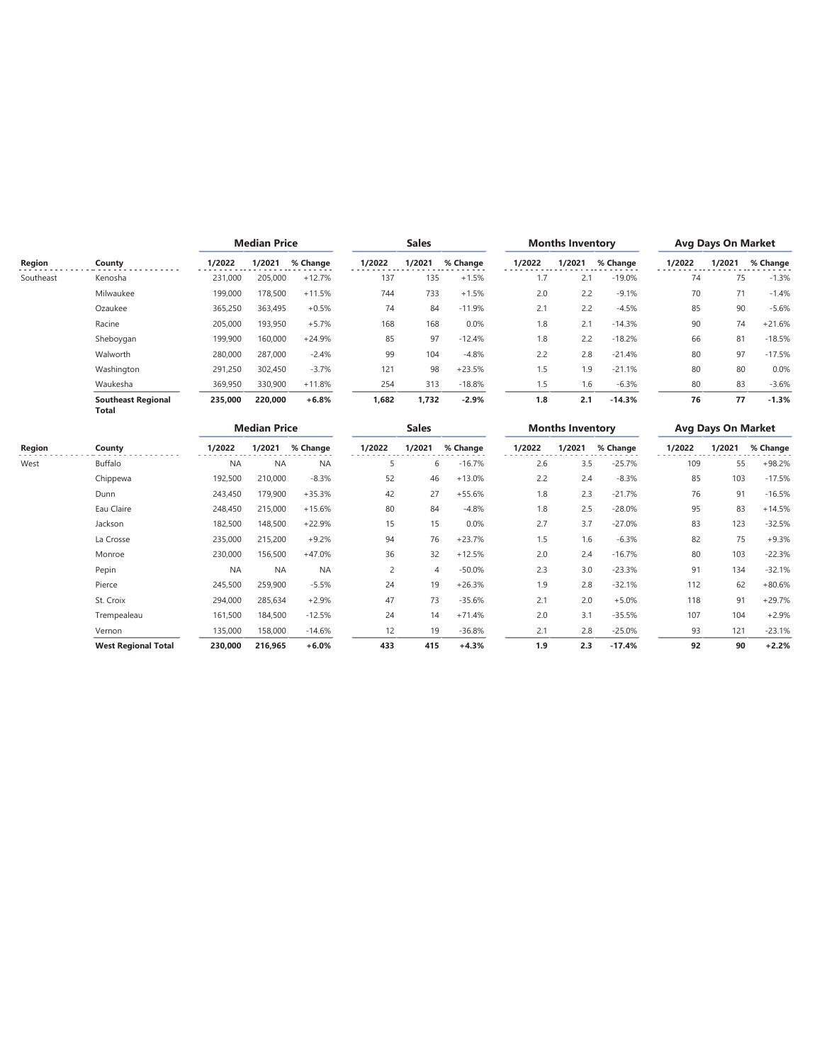| | | Median Price | | | Sales | | | Months Inventory | | | Avg Days On Market | | |
|---|---|---|---|---|---|---|---|---|---|---|---|---|---|
| Region | County | 1/2022 | 1/2021 | % Change | 1/2022 | 1/2021 | % Change | 1/2022 | 1/2021 | % Change | 1/2022 | 1/2021 | % Change |
| Southeast | Kenosha | 231,000 | 205,000 | +12.7% | 137 | 135 | +1.5% | 1.7 | 2.1 | -19.0% | 74 | 75 | -1.3% |
| | Milwaukee | 199,000 | 178,500 | +11.5% | 744 | 733 | +1.5% | 2.0 | 2.2 | -9.1% | 70 | 71 | -1.4% |
| | Ozaukee | 365,250 | 363,495 | +0.5% | 74 | 84 | -11.9% | 2.1 | 2.2 | -4.5% | 85 | 90 | -5.6% |
| | Racine | 205,000 | 193,950 | +5.7% | 168 | 168 | 0.0% | 1.8 | 2.1 | -14.3% | 90 | 74 | +21.6% |
| | Sheboygan | 199,900 | 160,000 | +24.9% | 85 | 97 | -12.4% | 1.8 | 2.2 | -18.2% | 66 | 81 | -18.5% |
| | Walworth | 280,000 | 287,000 | -2.4% | 99 | 104 | -4.8% | 2.2 | 2.8 | -21.4% | 80 | 97 | -17.5% |
| | Washington | 291,250 | 302,450 | -3.7% | 121 | 98 | +23.5% | 1.5 | 1.9 | -21.1% | 80 | 80 | 0.0% |
| | Waukesha | 369,950 | 330,900 | +11.8% | 254 | 313 | -18.8% | 1.5 | 1.6 | -6.3% | 80 | 83 | -3.6% |
| | **Southeast Regional Total** | **235,000** | **220,000** | **+6.8%** | **1,682** | **1,732** | **-2.9%** | **1.8** | **2.1** | **-14.3%** | **76** | **77** | **-1.3%** |

| | | Median Price | | | Sales | | | Months Inventory | | | Avg Days On Market | | |
|---|---|---|---|---|---|---|---|---|---|---|---|---|---|
| Region | County | 1/2022 | 1/2021 | % Change | 1/2022 | 1/2021 | % Change | 1/2022 | 1/2021 | % Change | 1/2022 | 1/2021 | % Change |
| West | Buffalo | NA | NA | NA | 5 | 6 | -16.7% | 2.6 | 3.5 | -25.7% | 109 | 55 | +98.2% |
| | Chippewa | 192,500 | 210,000 | -8.3% | 52 | 46 | +13.0% | 2.2 | 2.4 | -8.3% | 85 | 103 | -17.5% |
| | Dunn | 243,450 | 179,900 | +35.3% | 42 | 27 | +55.6% | 1.8 | 2.3 | -21.7% | 76 | 91 | -16.5% |
| | Eau Claire | 248,450 | 215,000 | +15.6% | 80 | 84 | -4.8% | 1.8 | 2.5 | -28.0% | 95 | 83 | +14.5% |
| | Jackson | 182,500 | 148,500 | +22.9% | 15 | 15 | 0.0% | 2.7 | 3.7 | -27.0% | 83 | 123 | -32.5% |
| | La Crosse | 235,000 | 215,200 | +9.2% | 94 | 76 | +23.7% | 1.5 | 1.6 | -6.3% | 82 | 75 | +9.3% |
| | Monroe | 230,000 | 156,500 | +47.0% | 36 | 32 | +12.5% | 2.0 | 2.4 | -16.7% | 80 | 103 | -22.3% |
| | Pepin | NA | NA | NA | 2 | 4 | -50.0% | 2.3 | 3.0 | -23.3% | 91 | 134 | -32.1% |
| | Pierce | 245,500 | 259,900 | -5.5% | 24 | 19 | +26.3% | 1.9 | 2.8 | -32.1% | 112 | 62 | +80.6% |
| | St. Croix | 294,000 | 285,634 | +2.9% | 47 | 73 | -35.6% | 2.1 | 2.0 | +5.0% | 118 | 91 | +29.7% |
| | Trempealeau | 161,500 | 184,500 | -12.5% | 24 | 14 | +71.4% | 2.0 | 3.1 | -35.5% | 107 | 104 | +2.9% |
| | Vernon | 135,000 | 158,000 | -14.6% | 12 | 19 | -36.8% | 2.1 | 2.8 | -25.0% | 93 | 121 | -23.1% |
| | **West Regional Total** | **230,000** | **216,965** | **+6.0%** | **433** | **415** | **+4.3%** | **1.9** | **2.3** | **-17.4%** | **92** | **90** | **+2.2%** |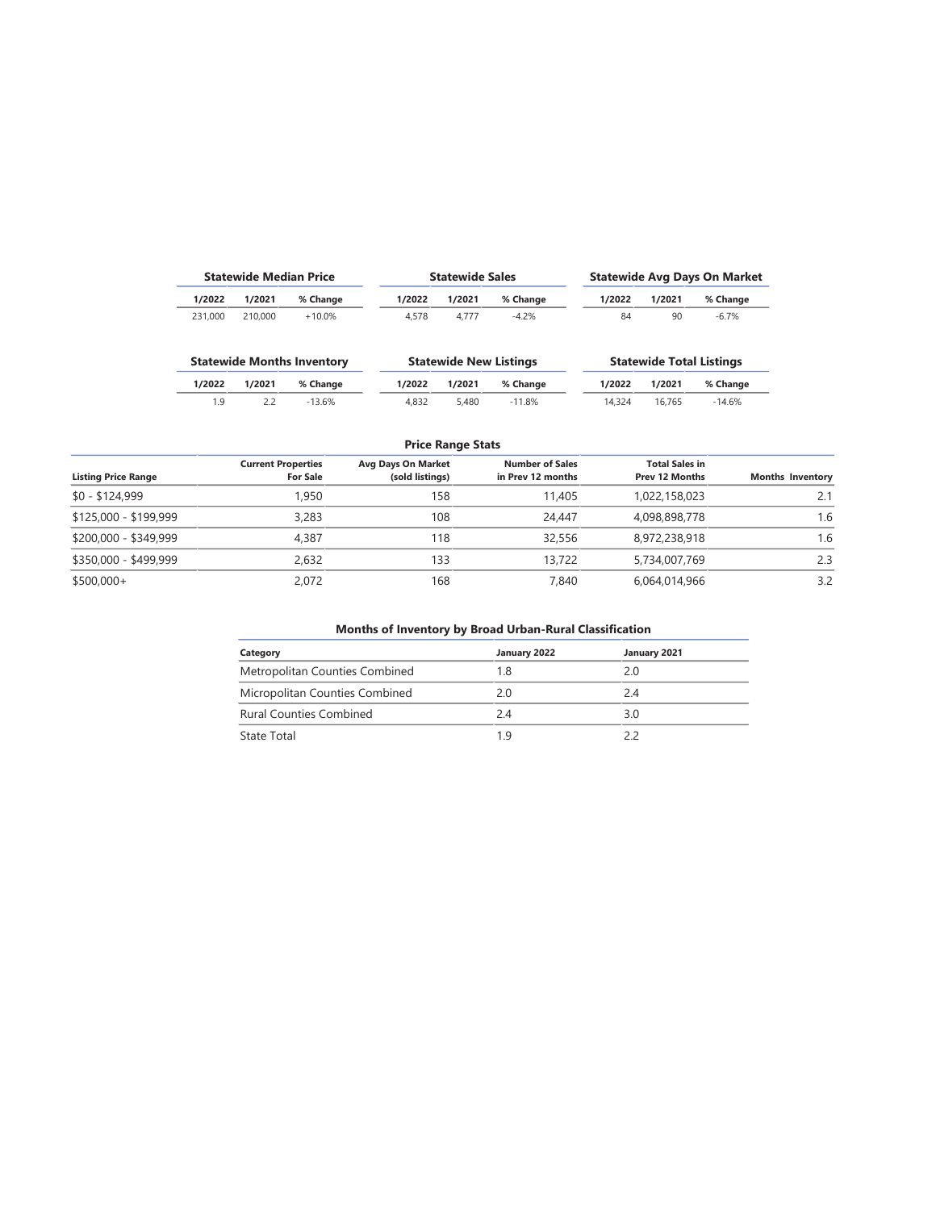### Statewide Median Price

| 1/2022 | 1/2021 | % Change |
|---|---|---|
| 231,000 | 210,000 | +10.0% |

### Statewide Sales

| 1/2022 | 1/2021 | % Change |
|---|---|---|
| 4,578 | 4,777 | -4.2% |

### Statewide Avg Days On Market

| 1/2022 | 1/2021 | % Change |
|---|---|---|
| 84 | 90 | -6.7% |

### Statewide Months Inventory

| 1/2022 | 1/2021 | % Change |
|---|---|---|
| 1.9 | 2.2 | -13.6% |

### Statewide New Listings

| 1/2022 | 1/2021 | % Change |
|---|---|---|
| 4,832 | 5,480 | -11.8% |

### Statewide Total Listings

| 1/2022 | 1/2021 | % Change |
|---|---|---|
| 14,324 | 16,765 | -14.6% |

### Price Range Stats

| Listing Price Range | Current Properties For Sale | Avg Days On Market (sold listings) | Number of Sales in Prev 12 months | Total Sales in Prev 12 Months | Months Inventory |
|---|---|---|---|---|---|
| $0 - $124,999 | 1,950 | 158 | 11,405 | 1,022,158,023 | 2.1 |
| $125,000 - $199,999 | 3,283 | 108 | 24,447 | 4,098,898,778 | 1.6 |
| $200,000 - $349,999 | 4,387 | 118 | 32,556 | 8,972,238,918 | 1.6 |
| $350,000 - $499,999 | 2,632 | 133 | 13,722 | 5,734,007,769 | 2.3 |
| $500,000+ | 2,072 | 168 | 7,840 | 6,064,014,966 | 3.2 |

### Months of Inventory by Broad Urban-Rural Classification

| Category | January 2022 | January 2021 |
|---|---|---|
| Metropolitan Counties Combined | 1.8 | 2.0 |
| Micropolitan Counties Combined | 2.0 | 2.4 |
| Rural Counties Combined | 2.4 | 3.0 |
| State Total | 1.9 | 2.2 |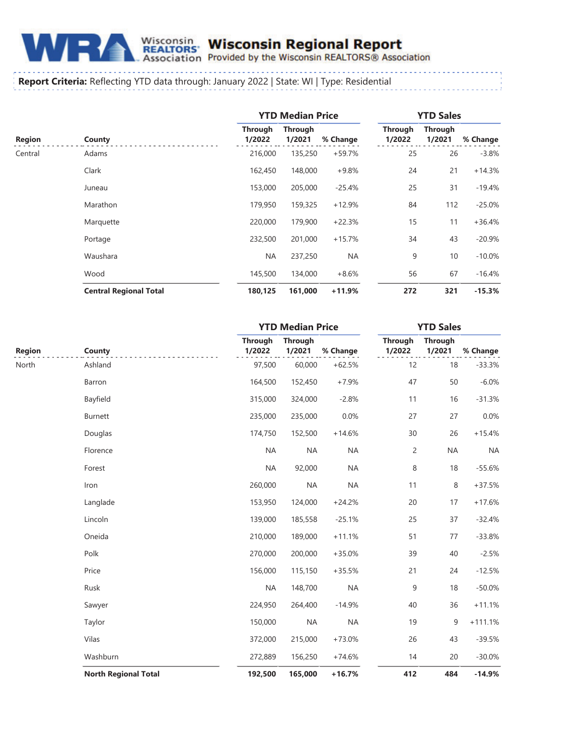# Wisconsin Regional Report

Provided by the Wisconsin REALTORS® Association

**Report Criteria:** Reflecting YTD data through: January 2022 | State: WI | Type: Residential

| Region | County | YTD Median Price | | | YTD Sales | | |
|---|---|---|---|---|---|---|---|
| | | Through 1/2022 | Through 1/2021 | % Change | Through 1/2022 | Through 1/2021 | % Change |
| Central | Adams | 216,000 | 135,250 | +59.7% | 25 | 26 | -3.8% |
| | Clark | 162,450 | 148,000 | +9.8% | 24 | 21 | +14.3% |
| | Juneau | 153,000 | 205,000 | -25.4% | 25 | 31 | -19.4% |
| | Marathon | 179,950 | 159,325 | +12.9% | 84 | 112 | -25.0% |
| | Marquette | 220,000 | 179,900 | +22.3% | 15 | 11 | +36.4% |
| | Portage | 232,500 | 201,000 | +15.7% | 34 | 43 | -20.9% |
| | Waushara | NA | 237,250 | NA | 9 | 10 | -10.0% |
| | Wood | 145,500 | 134,000 | +8.6% | 56 | 67 | -16.4% |
| | **Central Regional Total** | **180,125** | **161,000** | **+11.9%** | **272** | **321** | **-15.3%** |

| Region | County | YTD Median Price | | | YTD Sales | | |
|---|---|---|---|---|---|---|---|
| | | Through 1/2022 | Through 1/2021 | % Change | Through 1/2022 | Through 1/2021 | % Change |
| North | Ashland | 97,500 | 60,000 | +62.5% | 12 | 18 | -33.3% |
| | Barron | 164,500 | 152,450 | +7.9% | 47 | 50 | -6.0% |
| | Bayfield | 315,000 | 324,000 | -2.8% | 11 | 16 | -31.3% |
| | Burnett | 235,000 | 235,000 | 0.0% | 27 | 27 | 0.0% |
| | Douglas | 174,750 | 152,500 | +14.6% | 30 | 26 | +15.4% |
| | Florence | NA | NA | NA | 2 | NA | NA |
| | Forest | NA | 92,000 | NA | 8 | 18 | -55.6% |
| | Iron | 260,000 | NA | NA | 11 | 8 | +37.5% |
| | Langlade | 153,950 | 124,000 | +24.2% | 20 | 17 | +17.6% |
| | Lincoln | 139,000 | 185,558 | -25.1% | 25 | 37 | -32.4% |
| | Oneida | 210,000 | 189,000 | +11.1% | 51 | 77 | -33.8% |
| | Polk | 270,000 | 200,000 | +35.0% | 39 | 40 | -2.5% |
| | Price | 156,000 | 115,150 | +35.5% | 21 | 24 | -12.5% |
| | Rusk | NA | 148,700 | NA | 9 | 18 | -50.0% |
| | Sawyer | 224,950 | 264,400 | -14.9% | 40 | 36 | +11.1% |
| | Taylor | 150,000 | NA | NA | 19 | 9 | +111.1% |
| | Vilas | 372,000 | 215,000 | +73.0% | 26 | 43 | -39.5% |
| | Washburn | 272,889 | 156,250 | +74.6% | 14 | 20 | -30.0% |
| | **North Regional Total** | **192,500** | **165,000** | **+16.7%** | **412** | **484** | **-14.9%** |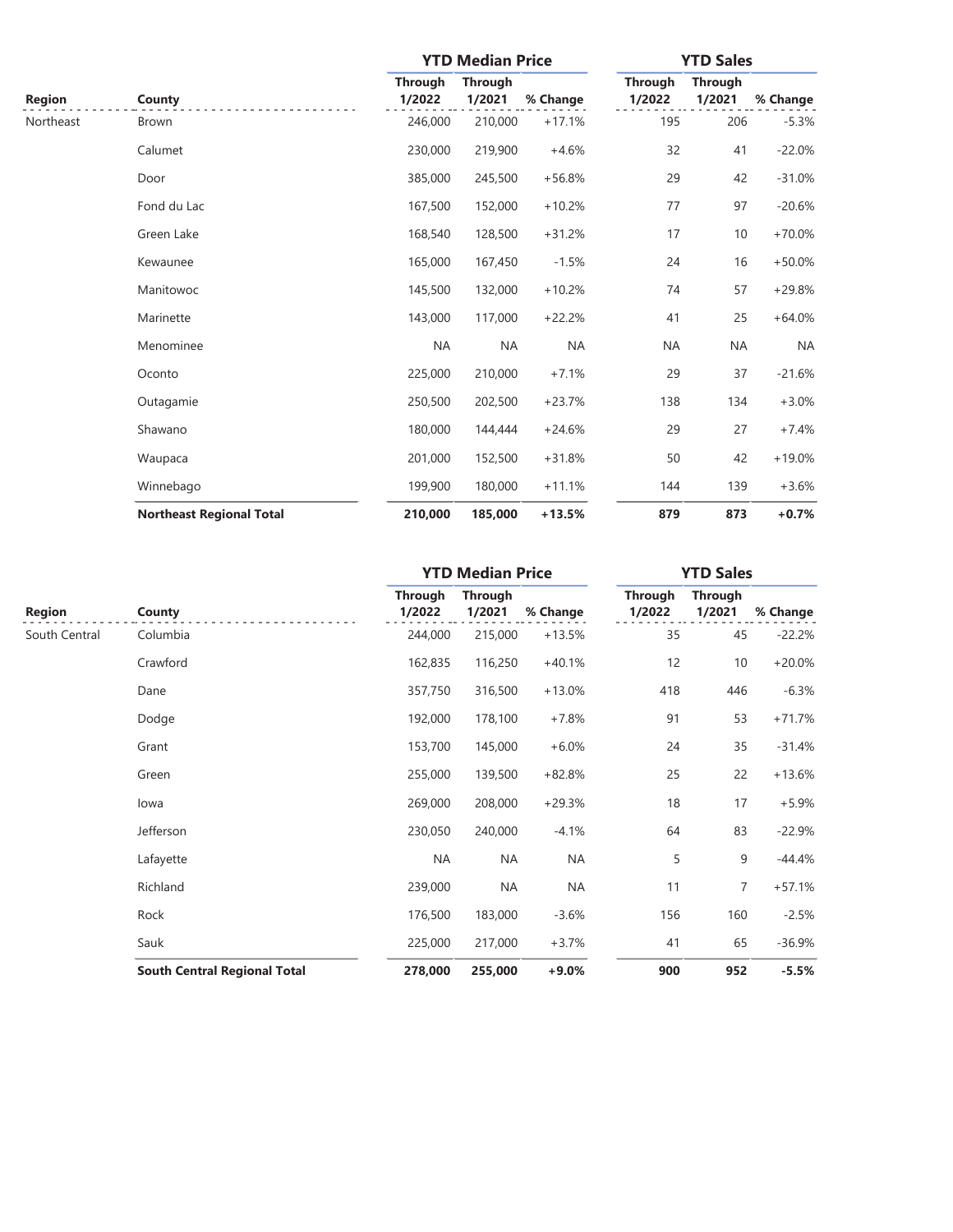| Region | County | YTD Median Price | | | YTD Sales | | |
|---|---|---|---|---|---|---|---|
| | | Through 1/2022 | Through 1/2021 | % Change | Through 1/2022 | Through 1/2021 | % Change |
| Northeast | Brown | 246,000 | 210,000 | +17.1% | 195 | 206 | -5.3% |
| | Calumet | 230,000 | 219,900 | +4.6% | 32 | 41 | -22.0% |
| | Door | 385,000 | 245,500 | +56.8% | 29 | 42 | -31.0% |
| | Fond du Lac | 167,500 | 152,000 | +10.2% | 77 | 97 | -20.6% |
| | Green Lake | 168,540 | 128,500 | +31.2% | 17 | 10 | +70.0% |
| | Kewaunee | 165,000 | 167,450 | -1.5% | 24 | 16 | +50.0% |
| | Manitowoc | 145,500 | 132,000 | +10.2% | 74 | 57 | +29.8% |
| | Marinette | 143,000 | 117,000 | +22.2% | 41 | 25 | +64.0% |
| | Menominee | NA | NA | NA | NA | NA | NA |
| | Oconto | 225,000 | 210,000 | +7.1% | 29 | 37 | -21.6% |
| | Outagamie | 250,500 | 202,500 | +23.7% | 138 | 134 | +3.0% |
| | Shawano | 180,000 | 144,444 | +24.6% | 29 | 27 | +7.4% |
| | Waupaca | 201,000 | 152,500 | +31.8% | 50 | 42 | +19.0% |
| | Winnebago | 199,900 | 180,000 | +11.1% | 144 | 139 | +3.6% |
| | **Northeast Regional Total** | **210,000** | **185,000** | **+13.5%** | **879** | **873** | **+0.7%** |

| Region | County | YTD Median Price | | | YTD Sales | | |
|---|---|---|---|---|---|---|---|
| | | Through 1/2022 | Through 1/2021 | % Change | Through 1/2022 | Through 1/2021 | % Change |
| South Central | Columbia | 244,000 | 215,000 | +13.5% | 35 | 45 | -22.2% |
| | Crawford | 162,835 | 116,250 | +40.1% | 12 | 10 | +20.0% |
| | Dane | 357,750 | 316,500 | +13.0% | 418 | 446 | -6.3% |
| | Dodge | 192,000 | 178,100 | +7.8% | 91 | 53 | +71.7% |
| | Grant | 153,700 | 145,000 | +6.0% | 24 | 35 | -31.4% |
| | Green | 255,000 | 139,500 | +82.8% | 25 | 22 | +13.6% |
| | Iowa | 269,000 | 208,000 | +29.3% | 18 | 17 | +5.9% |
| | Jefferson | 230,050 | 240,000 | -4.1% | 64 | 83 | -22.9% |
| | Lafayette | NA | NA | NA | 5 | 9 | -44.4% |
| | Richland | 239,000 | NA | NA | 11 | 7 | +57.1% |
| | Rock | 176,500 | 183,000 | -3.6% | 156 | 160 | -2.5% |
| | Sauk | 225,000 | 217,000 | +3.7% | 41 | 65 | -36.9% |
| | **South Central Regional Total** | **278,000** | **255,000** | **+9.0%** | **900** | **952** | **-5.5%** |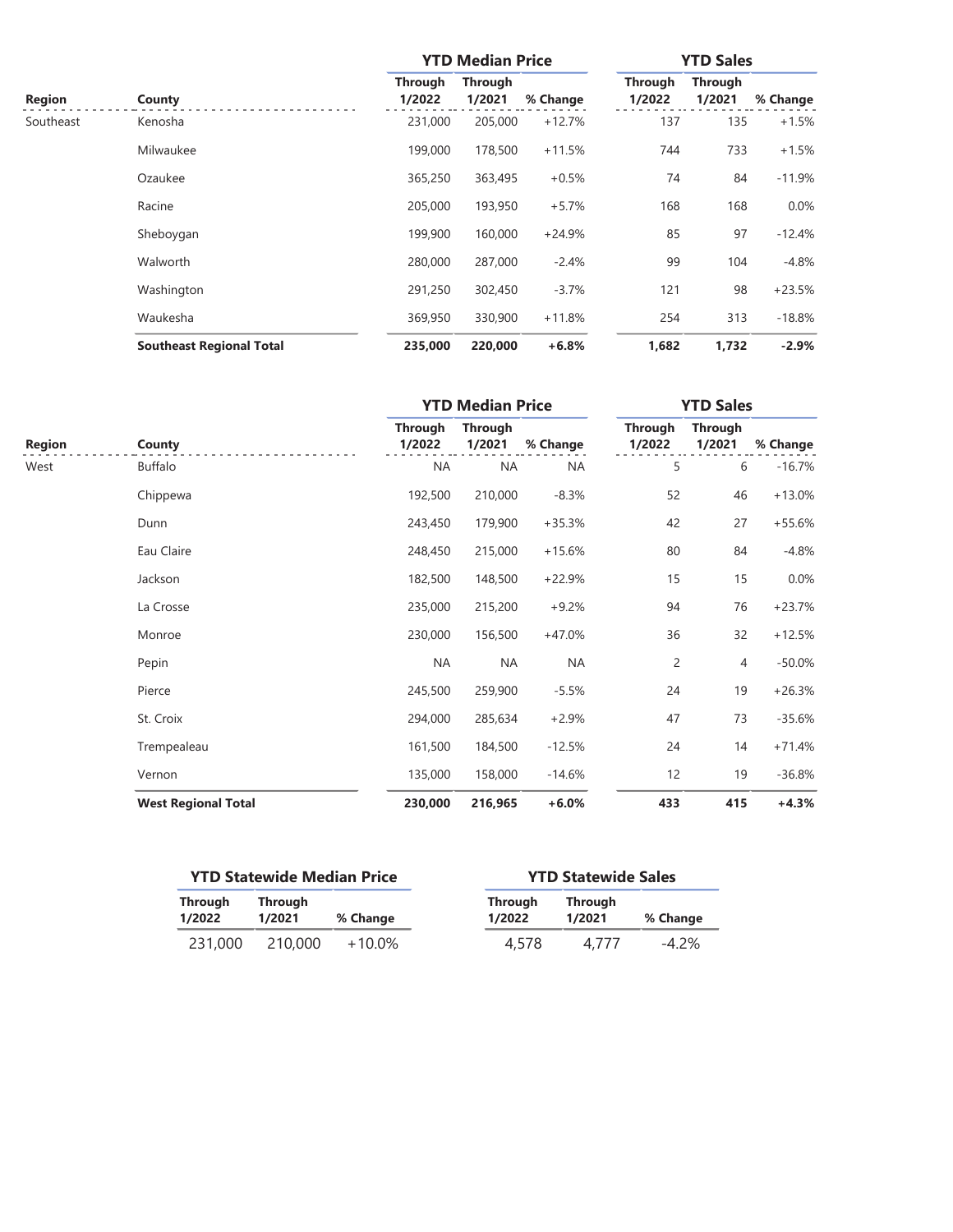| Region | County | YTD Median Price | | | YTD Sales | | |
|---|---|---|---|---|---|---|---|
| | | Through 1/2022 | Through 1/2021 | % Change | Through 1/2022 | Through 1/2021 | % Change |
| Southeast | Kenosha | 231,000 | 205,000 | +12.7% | 137 | 135 | +1.5% |
| | Milwaukee | 199,000 | 178,500 | +11.5% | 744 | 733 | +1.5% |
| | Ozaukee | 365,250 | 363,495 | +0.5% | 74 | 84 | -11.9% |
| | Racine | 205,000 | 193,950 | +5.7% | 168 | 168 | 0.0% |
| | Sheboygan | 199,900 | 160,000 | +24.9% | 85 | 97 | -12.4% |
| | Walworth | 280,000 | 287,000 | -2.4% | 99 | 104 | -4.8% |
| | Washington | 291,250 | 302,450 | -3.7% | 121 | 98 | +23.5% |
| | Waukesha | 369,950 | 330,900 | +11.8% | 254 | 313 | -18.8% |
| | **Southeast Regional Total** | **235,000** | **220,000** | **+6.8%** | **1,682** | **1,732** | **-2.9%** |

| Region | County | YTD Median Price | | | YTD Sales | | |
|---|---|---|---|---|---|---|---|
| | | Through 1/2022 | Through 1/2021 | % Change | Through 1/2022 | Through 1/2021 | % Change |
| West | Buffalo | NA | NA | NA | 5 | 6 | -16.7% |
| | Chippewa | 192,500 | 210,000 | -8.3% | 52 | 46 | +13.0% |
| | Dunn | 243,450 | 179,900 | +35.3% | 42 | 27 | +55.6% |
| | Eau Claire | 248,450 | 215,000 | +15.6% | 80 | 84 | -4.8% |
| | Jackson | 182,500 | 148,500 | +22.9% | 15 | 15 | 0.0% |
| | La Crosse | 235,000 | 215,200 | +9.2% | 94 | 76 | +23.7% |
| | Monroe | 230,000 | 156,500 | +47.0% | 36 | 32 | +12.5% |
| | Pepin | NA | NA | NA | 2 | 4 | -50.0% |
| | Pierce | 245,500 | 259,900 | -5.5% | 24 | 19 | +26.3% |
| | St. Croix | 294,000 | 285,634 | +2.9% | 47 | 73 | -35.6% |
| | Trempealeau | 161,500 | 184,500 | -12.5% | 24 | 14 | +71.4% |
| | Vernon | 135,000 | 158,000 | -14.6% | 12 | 19 | -36.8% |
| | **West Regional Total** | **230,000** | **216,965** | **+6.0%** | **433** | **415** | **+4.3%** |

| YTD Statewide Median Price | | |
|---|---|---|
| Through 1/2022 | Through 1/2021 | % Change |
| 231,000 | 210,000 | +10.0% |

| YTD Statewide Sales | | |
|---|---|---|
| Through 1/2022 | Through 1/2021 | % Change |
| 4,578 | 4,777 | -4.2% |